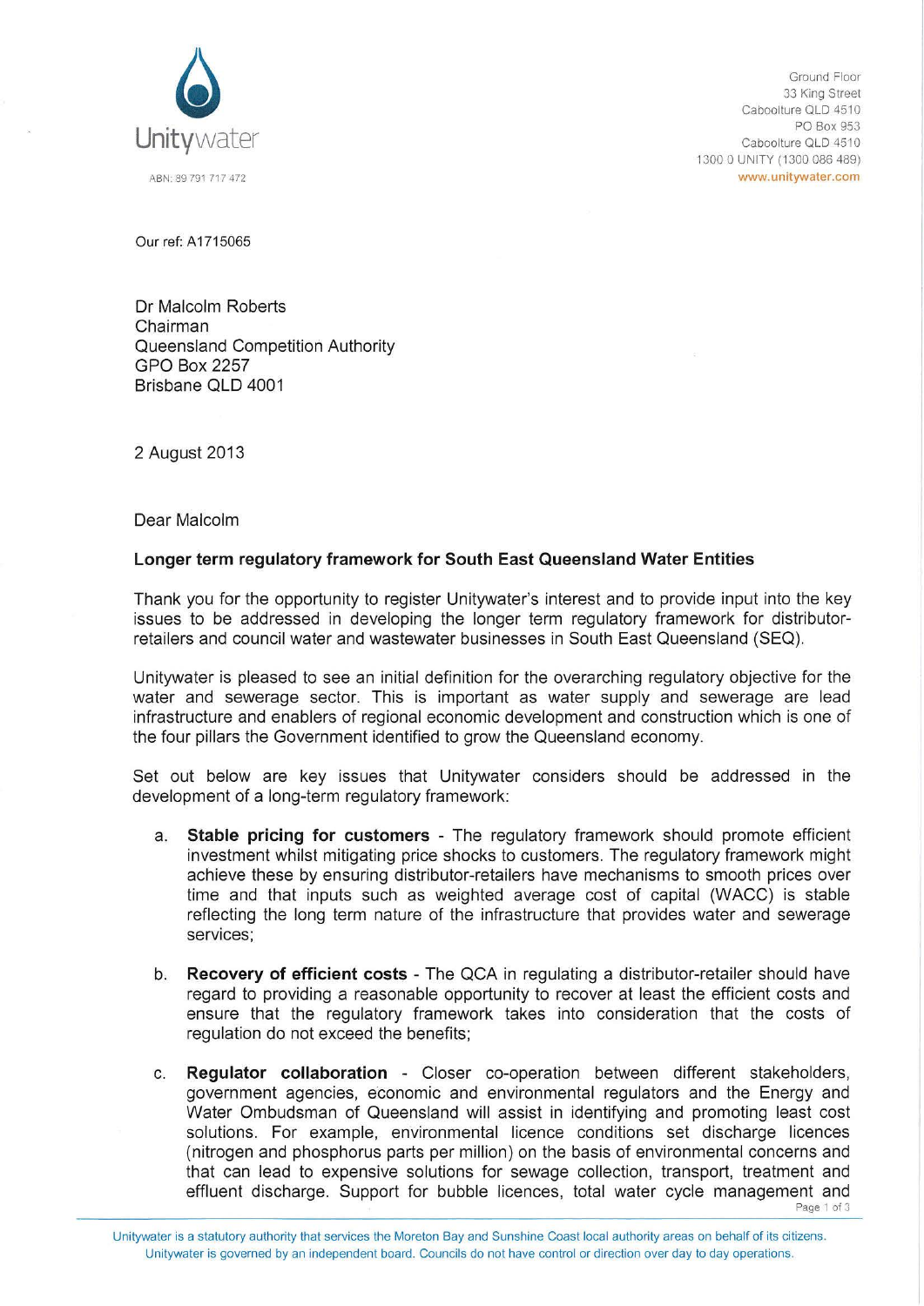Unitywater

ABN: 89 791 717 472

Ground Floor
33 King Street
Caboolture QLD 4510
PO Box 953
Caboolture QLD 4510
1300 0 UNITY (1300 086 489)
www.unitywater.com

Our ref: A1715065

Dr Malcolm Roberts
Chairman
Queensland Competition Authority
GPO Box 2257
Brisbane QLD 4001

2 August 2013

Dear Malcolm

**Longer term regulatory framework for South East Queensland Water Entities**

Thank you for the opportunity to register Unitywater's interest and to provide input into the key issues to be addressed in developing the longer term regulatory framework for distributor-retailers and council water and wastewater businesses in South East Queensland (SEQ).

Unitywater is pleased to see an initial definition for the overarching regulatory objective for the water and sewerage sector. This is important as water supply and sewerage are lead infrastructure and enablers of regional economic development and construction which is one of the four pillars the Government identified to grow the Queensland economy.

Set out below are key issues that Unitywater considers should be addressed in the development of a long-term regulatory framework:

a. **Stable pricing for customers** - The regulatory framework should promote efficient investment whilst mitigating price shocks to customers. The regulatory framework might achieve these by ensuring distributor-retailers have mechanisms to smooth prices over time and that inputs such as weighted average cost of capital (WACC) is stable reflecting the long term nature of the infrastructure that provides water and sewerage services;

b. **Recovery of efficient costs** - The QCA in regulating a distributor-retailer should have regard to providing a reasonable opportunity to recover at least the efficient costs and ensure that the regulatory framework takes into consideration that the costs of regulation do not exceed the benefits;

c. **Regulator collaboration** - Closer co-operation between different stakeholders, government agencies, economic and environmental regulators and the Energy and Water Ombudsman of Queensland will assist in identifying and promoting least cost solutions. For example, environmental licence conditions set discharge licences (nitrogen and phosphorus parts per million) on the basis of environmental concerns and that can lead to expensive solutions for sewage collection, transport, treatment and effluent discharge. Support for bubble licences, total water cycle management and

Unitywater is a statutory authority that services the Moreton Bay and Sunshine Coast local authority areas on behalf of its citizens.
Unitywater is governed by an independent board. Councils do not have control or direction over day to day operations.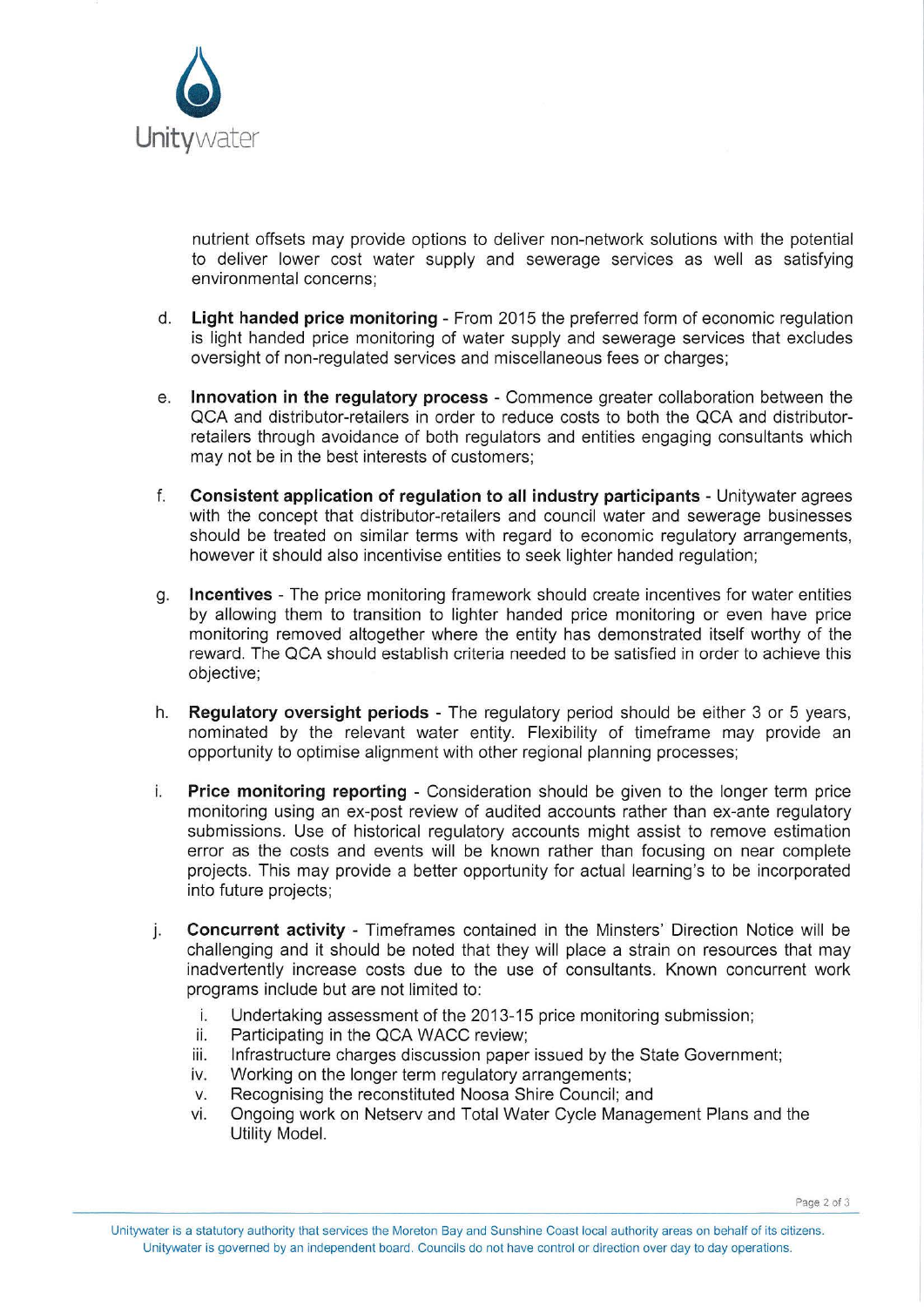nutrient offsets may provide options to deliver non-network solutions with the potential to deliver lower cost water supply and sewerage services as well as satisfying environmental concerns;

d. **Light handed price monitoring** - From 2015 the preferred form of economic regulation is light handed price monitoring of water supply and sewerage services that excludes oversight of non-regulated services and miscellaneous fees or charges;

e. **Innovation in the regulatory process** - Commence greater collaboration between the QCA and distributor-retailers in order to reduce costs to both the QCA and distributor-retailers through avoidance of both regulators and entities engaging consultants which may not be in the best interests of customers;

f. **Consistent application of regulation to all industry participants** - Unitywater agrees with the concept that distributor-retailers and council water and sewerage businesses should be treated on similar terms with regard to economic regulatory arrangements, however it should also incentivise entities to seek lighter handed regulation;

g. **Incentives** - The price monitoring framework should create incentives for water entities by allowing them to transition to lighter handed price monitoring or even have price monitoring removed altogether where the entity has demonstrated itself worthy of the reward. The QCA should establish criteria needed to be satisfied in order to achieve this objective;

h. **Regulatory oversight periods** - The regulatory period should be either 3 or 5 years, nominated by the relevant water entity. Flexibility of timeframe may provide an opportunity to optimise alignment with other regional planning processes;

i. **Price monitoring reporting** - Consideration should be given to the longer term price monitoring using an ex-post review of audited accounts rather than ex-ante regulatory submissions. Use of historical regulatory accounts might assist to remove estimation error as the costs and events will be known rather than focusing on near complete projects. This may provide a better opportunity for actual learning's to be incorporated into future projects;

j. **Concurrent activity** - Timeframes contained in the Minsters' Direction Notice will be challenging and it should be noted that they will place a strain on resources that may inadvertently increase costs due to the use of consultants. Known concurrent work programs include but are not limited to:
   i. Undertaking assessment of the 2013-15 price monitoring submission;
   ii. Participating in the QCA WACC review;
   iii. Infrastructure charges discussion paper issued by the State Government;
   iv. Working on the longer term regulatory arrangements;
   v. Recognising the reconstituted Noosa Shire Council; and
   vi. Ongoing work on Netserv and Total Water Cycle Management Plans and the Utility Model.

Unitywater is a statutory authority that services the Moreton Bay and Sunshine Coast local authority areas on behalf of its citizens. Unitywater is governed by an independent board. Councils do not have control or direction over day to day operations.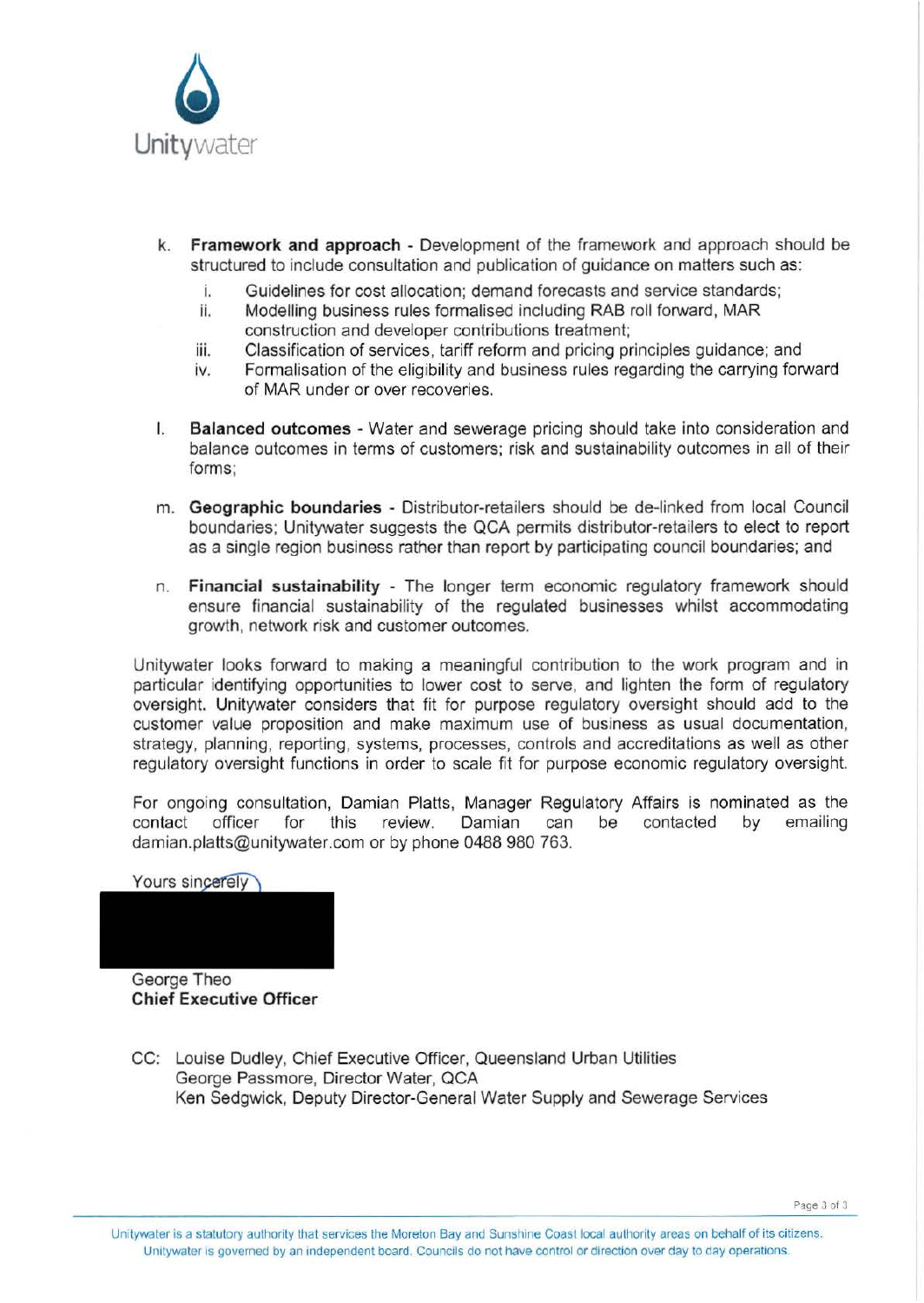k. **Framework and approach** - Development of the framework and approach should be structured to include consultation and publication of guidance on matters such as:

   i. Guidelines for cost allocation; demand forecasts and service standards;

   ii. Modelling business rules formalised including RAB roll forward, MAR construction and developer contributions treatment;

   iii. Classification of services, tariff reform and pricing principles guidance; and

   iv. Formalisation of the eligibility and business rules regarding the carrying forward of MAR under or over recoveries.

l. **Balanced outcomes** - Water and sewerage pricing should take into consideration and balance outcomes in terms of customers; risk and sustainability outcomes in all of their forms;

m. **Geographic boundaries** - Distributor-retailers should be de-linked from local Council boundaries; Unitywater suggests the QCA permits distributor-retailers to elect to report as a single region business rather than report by participating council boundaries; and

n. **Financial sustainability** - The longer term economic regulatory framework should ensure financial sustainability of the regulated businesses whilst accommodating growth, network risk and customer outcomes.

Unitywater looks forward to making a meaningful contribution to the work program and in particular identifying opportunities to lower cost to serve, and lighten the form of regulatory oversight. Unitywater considers that fit for purpose regulatory oversight should add to the customer value proposition and make maximum use of business as usual documentation, strategy, planning, reporting, systems, processes, controls and accreditations as well as other regulatory oversight functions in order to scale fit for purpose economic regulatory oversight.

For ongoing consultation, Damian Platts, Manager Regulatory Affairs is nominated as the contact officer for this review. Damian can be contacted by emailing damian.platts@unitywater.com or by phone 0488 980 763.

Yours sincerely

George Theo
**Chief Executive Officer**

CC: Louise Dudley, Chief Executive Officer, Queensland Urban Utilities
George Passmore, Director Water, QCA
Ken Sedgwick, Deputy Director-General Water Supply and Sewerage Services

Unitywater is a statutory authority that services the Moreton Bay and Sunshine Coast local authority areas on behalf of its citizens. Unitywater is governed by an independent board. Councils do not have control or direction over day to day operations.